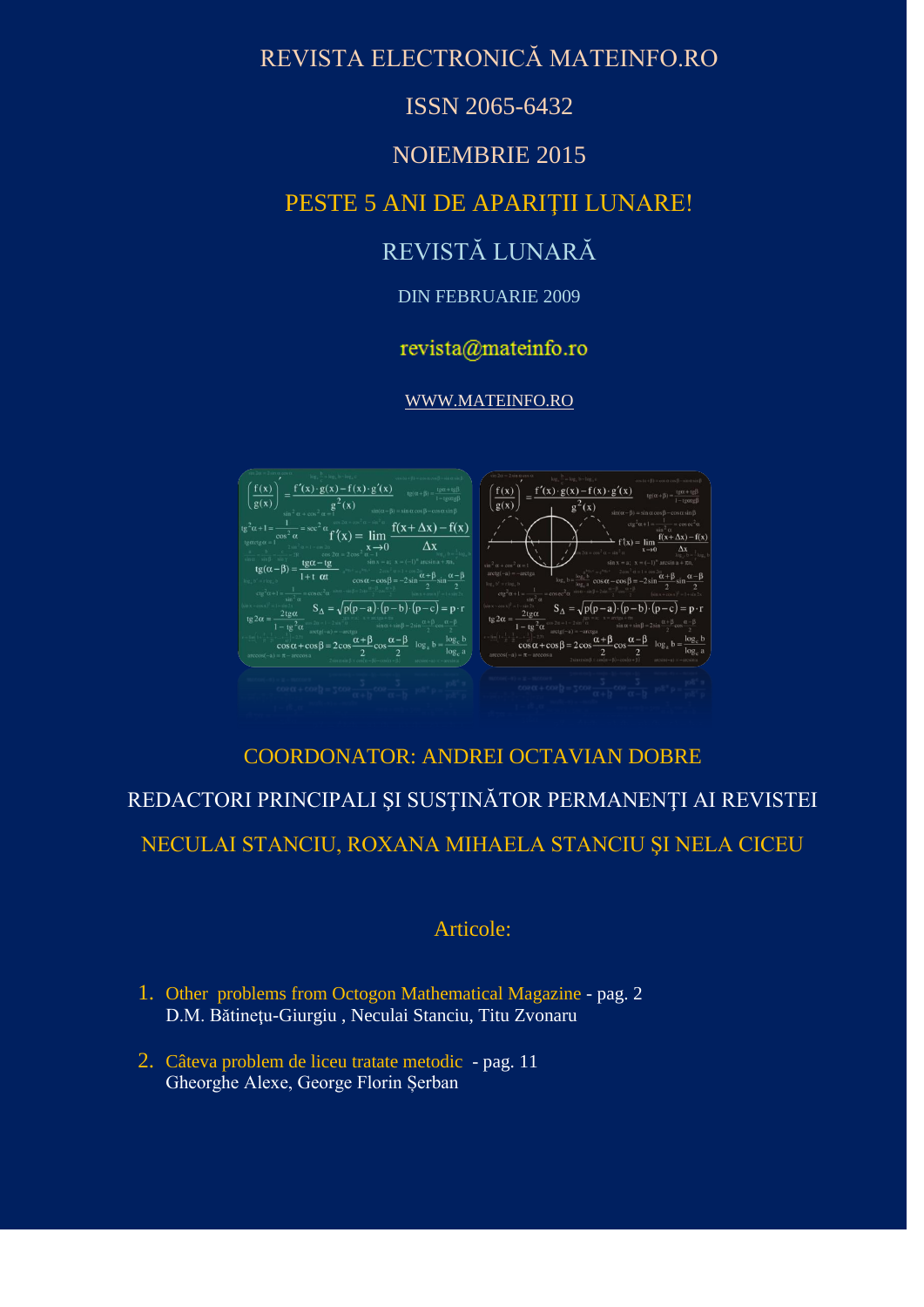# REVISTA ELECTRONICĂ MATEINFO.RO

ISSN 2065-6432

NOIEMBRIE 2015

PESTE 5 ANI DE APARIŢII LUNARE!

REVISTĂ LUNARĂ

DIN FEBRUARIE 2009

revista@mateinfo.ro

WWW.MATEINFO.RO

COORDONATOR: ANDREI OCTAVIAN DOBRE

REDACTORI PRINCIPALI ŞI SUSŢINĂTOR PERMANENŢI AI REVISTEI

NECULAI STANCIU, ROXANA MIHAELA STANCIU ŞI NELA CICEU

## Articole:

1. Other problems from Octogon Mathematical Magazine - pag. 2
   D.M. Bătineţu-Giurgiu , Neculai Stanciu, Titu Zvonaru

2. Câteva problem de liceu tratate metodic - pag. 11
   Gheorghe Alexe, George Florin Șerban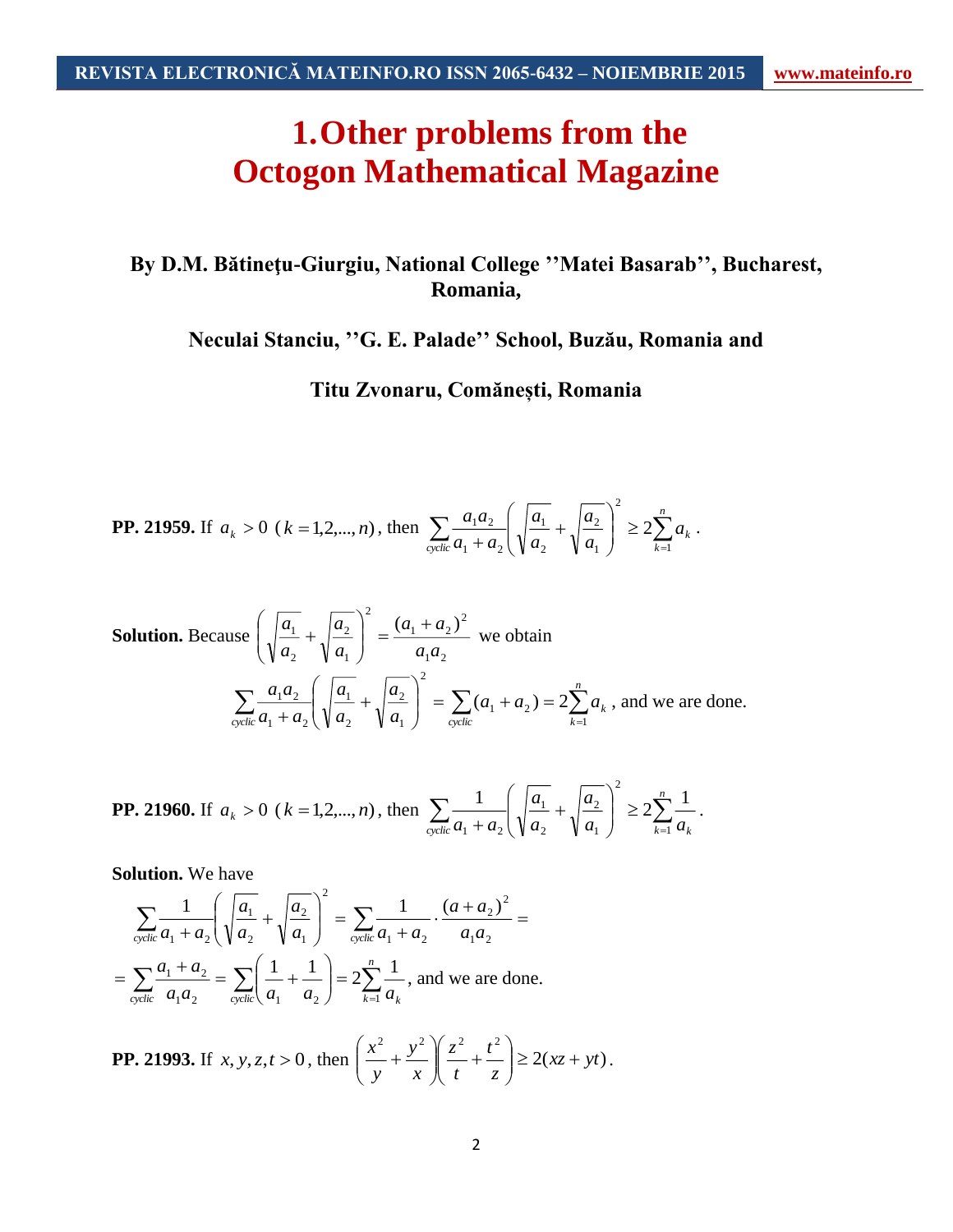# 1. Other problems from the Octogon Mathematical Magazine

**By D.M. Bătineţu-Giurgiu, National College ''Matei Basarab'', Bucharest, Romania,**

**Neculai Stanciu, ''G. E. Palade'' School, Buzău, Romania and**

**Titu Zvonaru, Comănești, Romania**

**PP. 21959.** If $a_k > 0$ $(k = 1,2,...,n)$, then $\sum_{cyclic} \frac{a_1 a_2}{a_1 + a_2}\left(\sqrt{\frac{a_1}{a_2}} + \sqrt{\frac{a_2}{a_1}}\right)^2 \geq 2\sum_{k=1}^{n} a_k$ .

**Solution.** Because $\left(\sqrt{\frac{a_1}{a_2}} + \sqrt{\frac{a_2}{a_1}}\right)^2 = \frac{(a_1 + a_2)^2}{a_1 a_2}$ we obtain

$$\sum_{cyclic} \frac{a_1 a_2}{a_1 + a_2}\left(\sqrt{\frac{a_1}{a_2}} + \sqrt{\frac{a_2}{a_1}}\right)^2 = \sum_{cyclic}(a_1 + a_2) = 2\sum_{k=1}^{n} a_k$$

, and we are done.

**PP. 21960.** If $a_k > 0$ $(k = 1,2,...,n)$, then $\sum_{cyclic} \frac{1}{a_1 + a_2}\left(\sqrt{\frac{a_1}{a_2}} + \sqrt{\frac{a_2}{a_1}}\right)^2 \geq 2\sum_{k=1}^{n} \frac{1}{a_k}$.

**Solution.** We have

$$\sum_{cyclic} \frac{1}{a_1 + a_2}\left(\sqrt{\frac{a_1}{a_2}} + \sqrt{\frac{a_2}{a_1}}\right)^2 = \sum_{cyclic} \frac{1}{a_1 + a_2} \cdot \frac{(a + a_2)^2}{a_1 a_2} =$$

$$= \sum_{cyclic} \frac{a_1 + a_2}{a_1 a_2} = \sum_{cyclic}\left(\frac{1}{a_1} + \frac{1}{a_2}\right) = 2\sum_{k=1}^{n} \frac{1}{a_k}$$

, and we are done.

**PP. 21993.** If $x, y, z, t > 0$, then $\left(\frac{x^2}{y} + \frac{y^2}{x}\right)\left(\frac{z^2}{t} + \frac{t^2}{z}\right) \geq 2(xz + yt)$.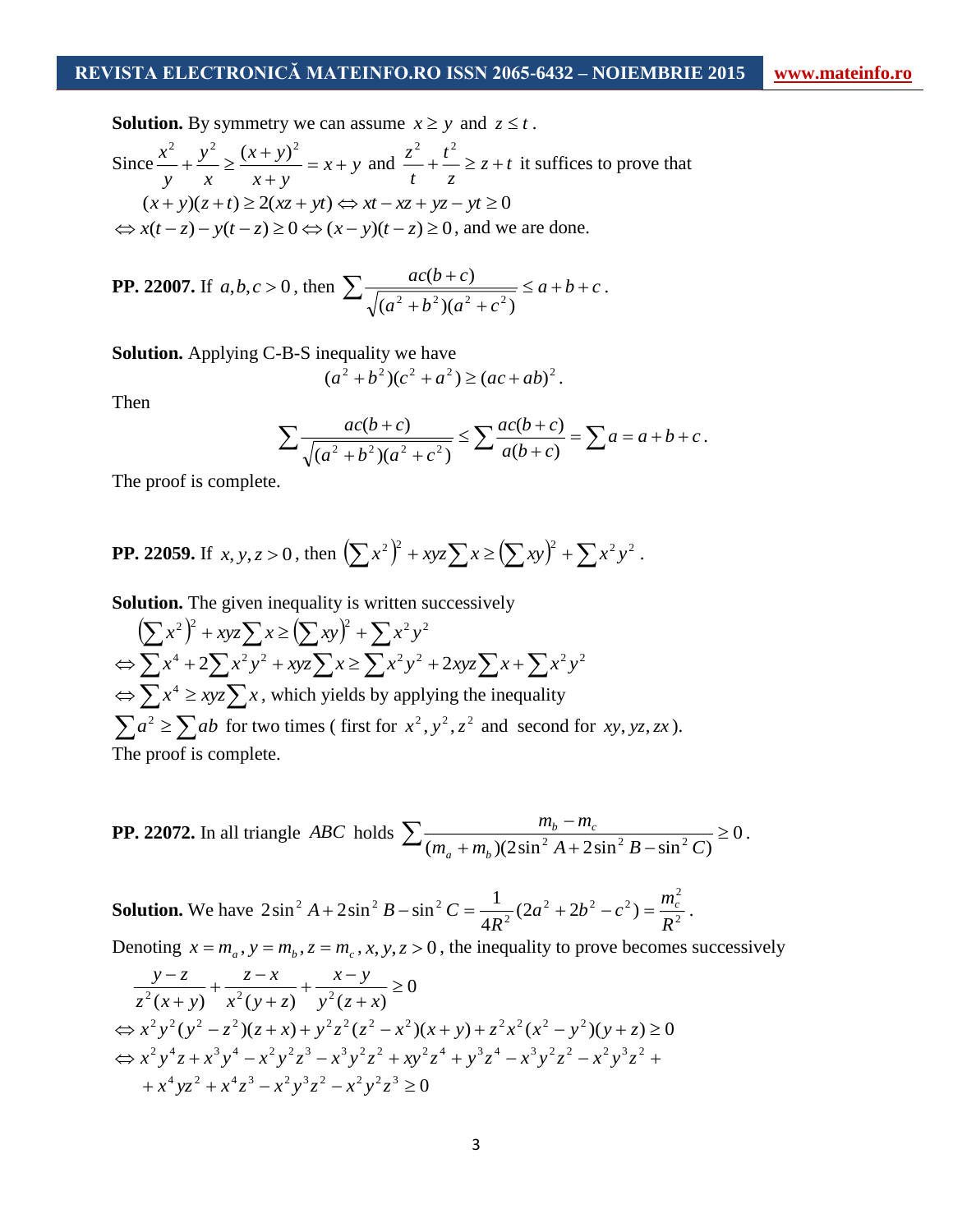**Solution.** By symmetry we can assume $x \geq y$ and $z \leq t$.

Since $\dfrac{x^2}{y} + \dfrac{y^2}{x} \geq \dfrac{(x+y)^2}{x+y} = x + y$ and $\dfrac{z^2}{t} + \dfrac{t^2}{z} \geq z + t$ it suffices to prove that

$$(x+y)(z+t) \geq 2(xz+yt) \Leftrightarrow xt - xz + yz - yt \geq 0$$

$\Leftrightarrow x(t-z) - y(t-z) \geq 0 \Leftrightarrow (x-y)(t-z) \geq 0$, and we are done.

**PP. 22007.** If $a,b,c > 0$, then $\sum \dfrac{ac(b+c)}{\sqrt{(a^2+b^2)(a^2+c^2)}} \leq a+b+c$.

**Solution.** Applying C-B-S inequality we have

$$(a^2+b^2)(c^2+a^2) \geq (ac+ab)^2.$$

Then

$$\sum \frac{ac(b+c)}{\sqrt{(a^2+b^2)(a^2+c^2)}} \leq \sum \frac{ac(b+c)}{a(b+c)} = \sum a = a+b+c.$$

The proof is complete.

**PP. 22059.** If $x,y,z > 0$, then $\left(\sum x^2\right)^2 + xyz\sum x \geq \left(\sum xy\right)^2 + \sum x^2y^2$.

**Solution.** The given inequality is written successively

$$\left(\sum x^2\right)^2 + xyz\sum x \geq \left(\sum xy\right)^2 + \sum x^2y^2$$

$$\Leftrightarrow \sum x^4 + 2\sum x^2y^2 + xyz\sum x \geq \sum x^2y^2 + 2xyz\sum x + \sum x^2y^2$$

$\Leftrightarrow \sum x^4 \geq xyz\sum x$, which yields by applying the inequality $\sum a^2 \geq \sum ab$ for two times ( first for $x^2, y^2, z^2$ and second for $xy, yz, zx$).

The proof is complete.

**PP. 22072.** In all triangle $ABC$ holds $\sum \dfrac{m_b - m_c}{(m_a+m_b)(2\sin^2 A + 2\sin^2 B - \sin^2 C)} \geq 0$.

**Solution.** We have $2\sin^2 A + 2\sin^2 B - \sin^2 C = \dfrac{1}{4R^2}(2a^2+2b^2-c^2) = \dfrac{m_c^2}{R^2}$.

Denoting $x = m_a, y = m_b, z = m_c, x,y,z > 0$, the inequality to prove becomes successively

$$\frac{y-z}{z^2(x+y)} + \frac{z-x}{x^2(y+z)} + \frac{x-y}{y^2(z+x)} \geq 0$$

$$\Leftrightarrow x^2y^2(y^2-z^2)(z+x) + y^2z^2(z^2-x^2)(x+y) + z^2x^2(x^2-y^2)(y+z) \geq 0$$

$$\Leftrightarrow x^2y^4z + x^3y^4 - x^2y^2z^3 - x^3y^2z^2 + xy^2z^4 + y^3z^4 - x^3y^2z^2 - x^2y^3z^2 +$$

$$+ x^4yz^2 + x^4z^3 - x^2y^3z^2 - x^2y^2z^3 \geq 0$$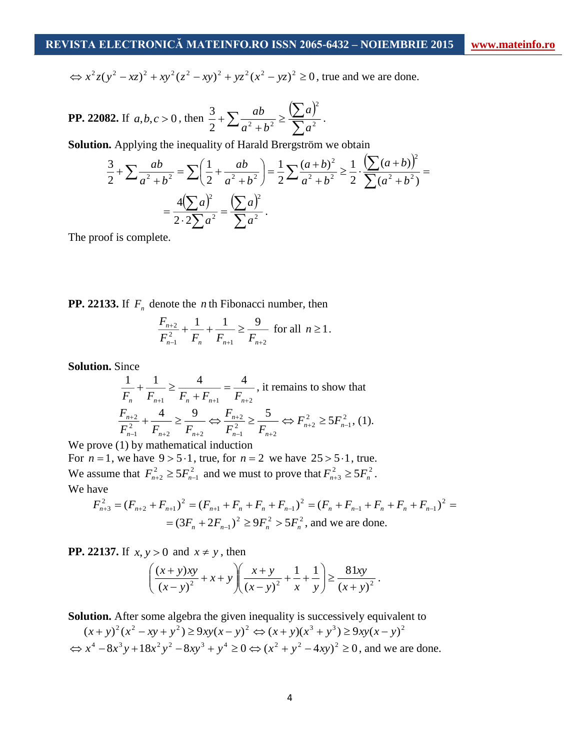$\Leftrightarrow x^2z(y^2 - xz)^2 + xy^2(z^2 - xy)^2 + yz^2(x^2 - yz)^2 \geq 0$, true and we are done.

**PP. 22082.** If $a, b, c > 0$, then $\dfrac{3}{2} + \sum \dfrac{ab}{a^2 + b^2} \geq \dfrac{\left(\sum a\right)^2}{\sum a^2}$.

**Solution.** Applying the inequality of Harald Brergström we obtain

$$\frac{3}{2} + \sum \frac{ab}{a^2 + b^2} = \sum \left( \frac{1}{2} + \frac{ab}{a^2 + b^2} \right) = \frac{1}{2} \sum \frac{(a+b)^2}{a^2 + b^2} \geq \frac{1}{2} \cdot \frac{\left(\sum (a+b)\right)^2}{\sum (a^2 + b^2)} =$$

$$= \frac{4\left(\sum a\right)^2}{2 \cdot 2 \sum a^2} = \frac{\left(\sum a\right)^2}{\sum a^2}.$$

The proof is complete.

**PP. 22133.** If $F_n$ denote the $n$th Fibonacci number, then

$$\frac{F_{n+2}}{F_{n-1}^2} + \frac{1}{F_n} + \frac{1}{F_{n+1}} \geq \frac{9}{F_{n+2}} \text{ for all } n \geq 1.$$

**Solution.** Since

$$\frac{1}{F_n} + \frac{1}{F_{n+1}} \geq \frac{4}{F_n + F_{n+1}} = \frac{4}{F_{n+2}}, \text{ it remains to show that}$$

$$\frac{F_{n+2}}{F_{n-1}^2} + \frac{4}{F_{n+2}} \geq \frac{9}{F_{n+2}} \Leftrightarrow \frac{F_{n+2}}{F_{n-1}^2} \geq \frac{5}{F_{n+2}} \Leftrightarrow F_{n+2}^2 \geq 5F_{n-1}^2, \text{ (1).}$$

We prove (1) by mathematical induction

For $n = 1$, we have $9 > 5 \cdot 1$, true, for $n = 2$ we have $25 > 5 \cdot 1$, true.

We assume that $F_{n+2}^2 \geq 5F_{n-1}^2$ and we must to prove that $F_{n+3}^2 \geq 5F_n^2$.

We have

$$F_{n+3}^2 = (F_{n+2} + F_{n+1})^2 = (F_{n+1} + F_n + F_n + F_{n-1})^2 = (F_n + F_{n-1} + F_n + F_n + F_{n-1})^2 =$$

$$= (3F_n + 2F_{n-1})^2 \geq 9F_n^2 > 5F_n^2, \text{ and we are done.}$$

**PP. 22137.** If $x, y > 0$ and $x \neq y$, then

$$\left( \frac{(x+y)xy}{(x-y)^2} + x + y \right) \left( \frac{x+y}{(x-y)^2} + \frac{1}{x} + \frac{1}{y} \right) \geq \frac{81xy}{(x+y)^2}.$$

**Solution.** After some algebra the given inequality is successively equivalent to

$$(x+y)^2(x^2 - xy + y^2) \geq 9xy(x-y)^2 \Leftrightarrow (x+y)(x^3 + y^3) \geq 9xy(x-y)^2$$

$\Leftrightarrow x^4 - 8x^3y + 18x^2y^2 - 8xy^3 + y^4 \geq 0 \Leftrightarrow (x^2 + y^2 - 4xy)^2 \geq 0$, and we are done.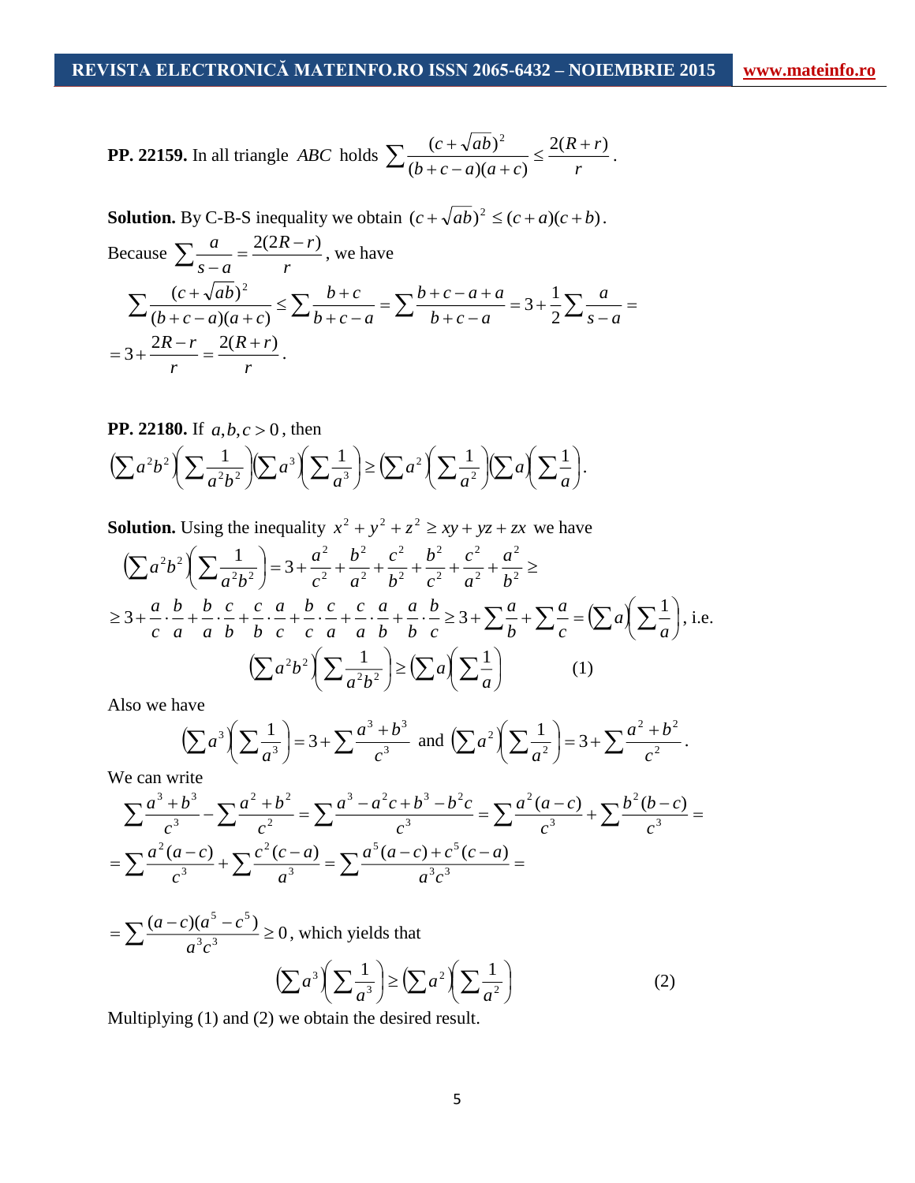**PP. 22159.** In all triangle $ABC$ holds $\sum \frac{(c+\sqrt{ab})^2}{(b+c-a)(a+c)} \le \frac{2(R+r)}{r}$.

**Solution.** By C-B-S inequality we obtain $(c+\sqrt{ab})^2 \le (c+a)(c+b)$.

Because $\sum \frac{a}{s-a} = \frac{2(2R-r)}{r}$, we have

$$\sum \frac{(c+\sqrt{ab})^2}{(b+c-a)(a+c)} \le \sum \frac{b+c}{b+c-a} = \sum \frac{b+c-a+a}{b+c-a} = 3 + \frac{1}{2}\sum \frac{a}{s-a} =$$

$$= 3 + \frac{2R-r}{r} = \frac{2(R+r)}{r}.$$

**PP. 22180.** If $a,b,c>0$, then

$$\left(\sum a^2b^2\right)\left(\sum \frac{1}{a^2b^2}\right)\left(\sum a^3\right)\left(\sum \frac{1}{a^3}\right) \ge \left(\sum a^2\right)\left(\sum \frac{1}{a^2}\right)\left(\sum a\right)\left(\sum \frac{1}{a}\right).$$

**Solution.** Using the inequality $x^2+y^2+z^2 \ge xy+yz+zx$ we have

$$\left(\sum a^2b^2\right)\left(\sum \frac{1}{a^2b^2}\right) = 3 + \frac{a^2}{c^2} + \frac{b^2}{a^2} + \frac{c^2}{b^2} + \frac{b^2}{c^2} + \frac{c^2}{a^2} + \frac{a^2}{b^2} \ge$$

$$\ge 3 + \frac{a}{c}\cdot\frac{b}{a} + \frac{b}{a}\cdot\frac{c}{b} + \frac{c}{b}\cdot\frac{a}{c} + \frac{b}{c}\cdot\frac{c}{a} + \frac{c}{a}\cdot\frac{a}{b} + \frac{a}{b}\cdot\frac{b}{c} \ge 3 + \sum \frac{a}{b} + \sum \frac{a}{c} = \left(\sum a\right)\left(\sum \frac{1}{a}\right), \text{ i.e.}$$

$$\left(\sum a^2b^2\right)\left(\sum \frac{1}{a^2b^2}\right) \ge \left(\sum a\right)\left(\sum \frac{1}{a}\right) \qquad (1)$$

Also we have

$$\left(\sum a^3\right)\left(\sum \frac{1}{a^3}\right) = 3 + \sum \frac{a^3+b^3}{c^3} \text{ and } \left(\sum a^2\right)\left(\sum \frac{1}{a^2}\right) = 3 + \sum \frac{a^2+b^2}{c^2}.$$

We can write

$$\sum \frac{a^3+b^3}{c^3} - \sum \frac{a^2+b^2}{c^2} = \sum \frac{a^3-a^2c+b^3-b^2c}{c^3} = \sum \frac{a^2(a-c)}{c^3} + \sum \frac{b^2(b-c)}{c^3} =$$

$$= \sum \frac{a^2(a-c)}{c^3} + \sum \frac{c^2(c-a)}{a^3} = \sum \frac{a^5(a-c)+c^5(c-a)}{a^3c^3} =$$

$$= \sum \frac{(a-c)(a^5-c^5)}{a^3c^3} \ge 0, \text{ which yields that}$$

$$\left(\sum a^3\right)\left(\sum \frac{1}{a^3}\right) \ge \left(\sum a^2\right)\left(\sum \frac{1}{a^2}\right) \qquad (2)$$

Multiplying (1) and (2) we obtain the desired result.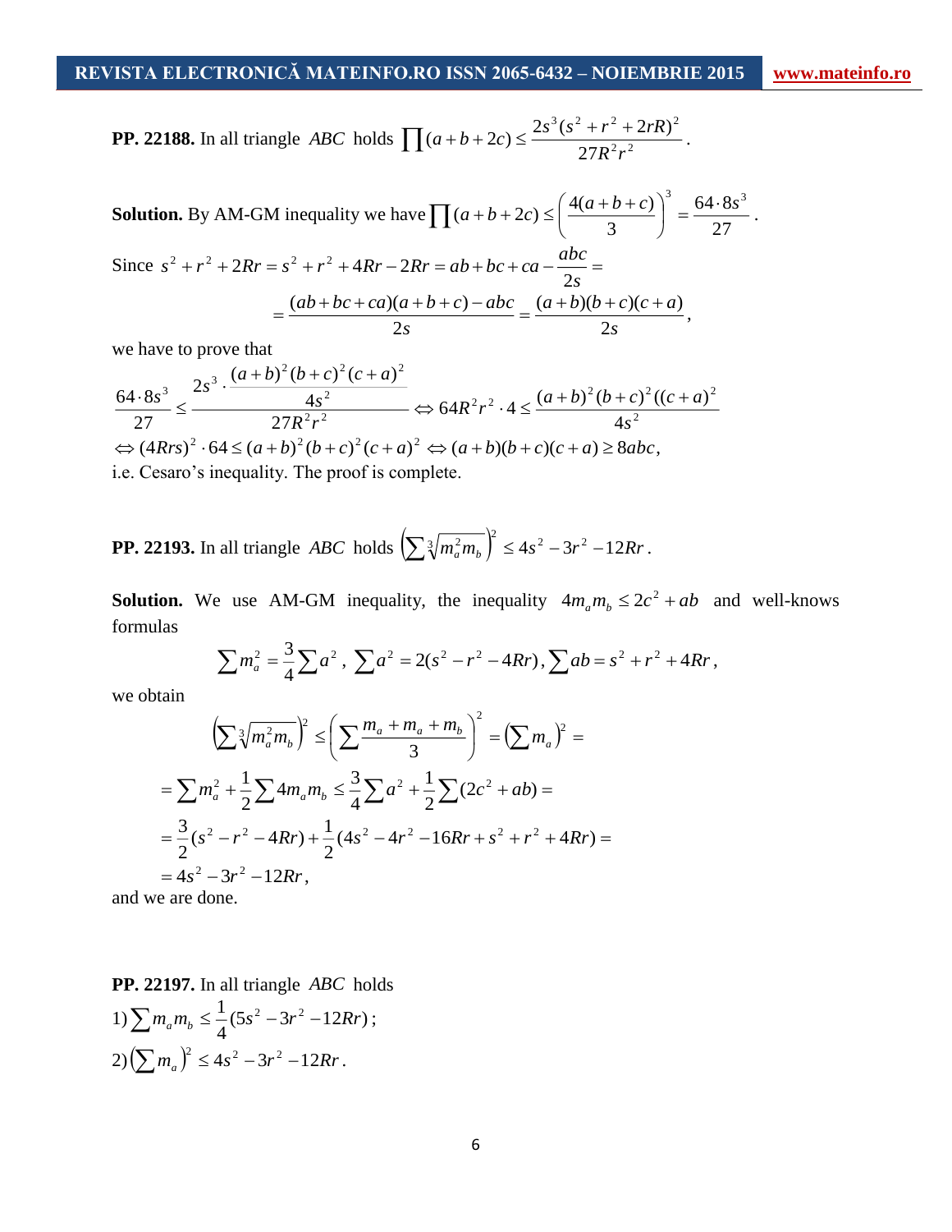**PP. 22188.** In all triangle $ABC$ holds $\prod(a+b+2c) \le \frac{2s^3(s^2+r^2+2rR)^2}{27R^2r^2}$.

**Solution.** By AM-GM inequality we have $\prod(a+b+2c) \le \left(\frac{4(a+b+c)}{3}\right)^3 = \frac{64 \cdot 8s^3}{27}$.

Since $s^2+r^2+2Rr = s^2+r^2+4Rr-2Rr = ab+bc+ca-\frac{abc}{2s} =$

$$= \frac{(ab+bc+ca)(a+b+c)-abc}{2s} = \frac{(a+b)(b+c)(c+a)}{2s},$$

we have to prove that

$$\frac{64 \cdot 8s^3}{27} \le \frac{2s^3 \cdot \frac{(a+b)^2(b+c)^2(c+a)^2}{4s^2}}{27R^2r^2} \Leftrightarrow 64R^2r^2 \cdot 4 \le \frac{(a+b)^2(b+c)^2((c+a)^2}{4s^2}$$

$\Leftrightarrow (4Rrs)^2 \cdot 64 \le (a+b)^2(b+c)^2(c+a)^2 \Leftrightarrow (a+b)(b+c)(c+a) \ge 8abc$,

i.e. Cesaro's inequality. The proof is complete.

**PP. 22193.** In all triangle $ABC$ holds $\left(\sum \sqrt[3]{m_a^2 m_b}\right)^2 \le 4s^2-3r^2-12Rr$.

**Solution.** We use AM-GM inequality, the inequality $4m_a m_b \le 2c^2+ab$ and well-knows formulas

$$\sum m_a^2 = \frac{3}{4}\sum a^2, \ \sum a^2 = 2(s^2-r^2-4Rr), \sum ab = s^2+r^2+4Rr,$$

we obtain

$$\left(\sum \sqrt[3]{m_a^2 m_b}\right)^2 \le \left(\sum \frac{m_a+m_a+m_b}{3}\right)^2 = \left(\sum m_a\right)^2 =$$

$$= \sum m_a^2 + \frac{1}{2}\sum 4m_a m_b \le \frac{3}{4}\sum a^2 + \frac{1}{2}\sum(2c^2+ab) =$$

$$= \frac{3}{2}(s^2-r^2-4Rr) + \frac{1}{2}(4s^2-4r^2-16Rr+s^2+r^2+4Rr) =$$

$$= 4s^2-3r^2-12Rr,$$

and we are done.

**PP. 22197.** In all triangle $ABC$ holds

1) $\sum m_a m_b \le \frac{1}{4}(5s^2-3r^2-12Rr)$;

2) $\left(\sum m_a\right)^2 \le 4s^2-3r^2-12Rr$.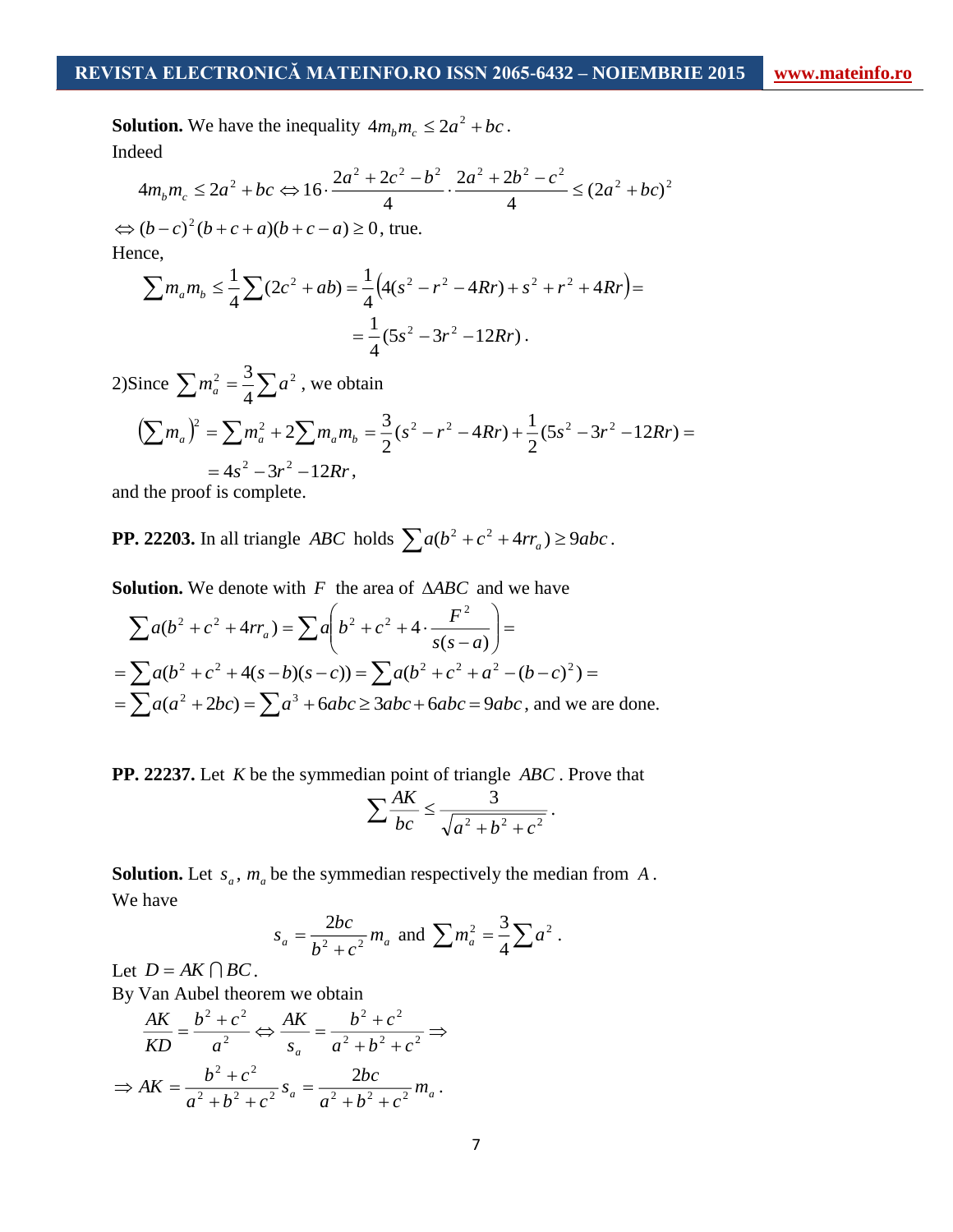**Solution.** We have the inequality $4m_bm_c \le 2a^2 + bc$.

Indeed

$$4m_bm_c \le 2a^2 + bc \Leftrightarrow 16 \cdot \frac{2a^2 + 2c^2 - b^2}{4} \cdot \frac{2a^2 + 2b^2 - c^2}{4} \le (2a^2 + bc)^2$$

$\Leftrightarrow (b-c)^2(b+c+a)(b+c-a) \ge 0$, true.

Hence,

$$\sum m_am_b \le \frac{1}{4}\sum(2c^2 + ab) = \frac{1}{4}\left(4(s^2 - r^2 - 4Rr) + s^2 + r^2 + 4Rr\right) =$$

$$= \frac{1}{4}(5s^2 - 3r^2 - 12Rr).$$

2)Since $\sum m_a^2 = \frac{3}{4}\sum a^2$, we obtain

$$\left(\sum m_a\right)^2 = \sum m_a^2 + 2\sum m_am_b = \frac{3}{2}(s^2 - r^2 - 4Rr) + \frac{1}{2}(5s^2 - 3r^2 - 12Rr) =$$

$$= 4s^2 - 3r^2 - 12Rr,$$

and the proof is complete.

**PP. 22203.** In all triangle $ABC$ holds $\sum a(b^2 + c^2 + 4rr_a) \ge 9abc$.

**Solution.** We denote with $F$ the area of $\Delta ABC$ and we have

$$\sum a(b^2 + c^2 + 4rr_a) = \sum a\left(b^2 + c^2 + 4 \cdot \frac{F^2}{s(s-a)}\right) =$$

$$= \sum a(b^2 + c^2 + 4(s-b)(s-c)) = \sum a(b^2 + c^2 + a^2 - (b-c)^2) =$$

$= \sum a(a^2 + 2bc) = \sum a^3 + 6abc \ge 3abc + 6abc = 9abc$, and we are done.

**PP. 22237.** Let $K$ be the symmedian point of triangle $ABC$. Prove that

$$\sum \frac{AK}{bc} \le \frac{3}{\sqrt{a^2 + b^2 + c^2}}.$$

**Solution.** Let $s_a$, $m_a$ be the symmedian respectively the median from $A$.

We have

$$s_a = \frac{2bc}{b^2 + c^2} m_a \text{ and } \sum m_a^2 = \frac{3}{4}\sum a^2.$$

Let $D = AK \cap BC$.

By Van Aubel theorem we obtain

$$\frac{AK}{KD} = \frac{b^2 + c^2}{a^2} \Leftrightarrow \frac{AK}{s_a} = \frac{b^2 + c^2}{a^2 + b^2 + c^2} \Rightarrow$$

$$\Rightarrow AK = \frac{b^2 + c^2}{a^2 + b^2 + c^2} s_a = \frac{2bc}{a^2 + b^2 + c^2} m_a.$$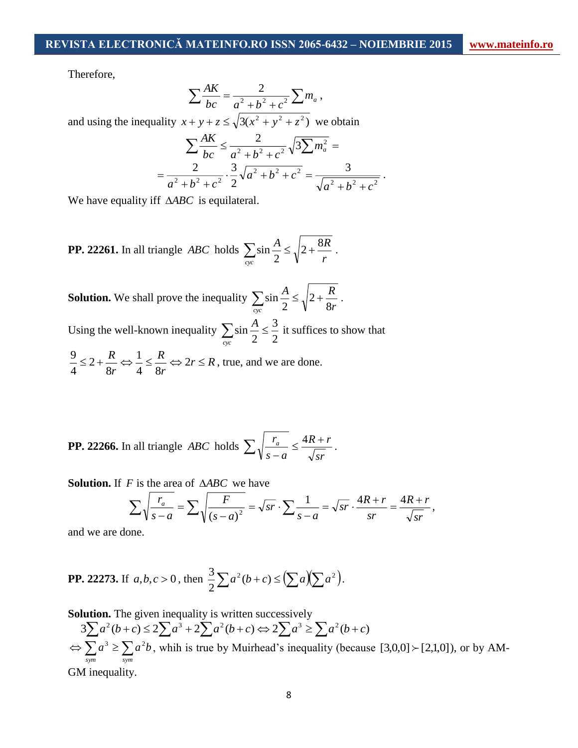Therefore,

$$\sum \frac{AK}{bc} = \frac{2}{a^2+b^2+c^2}\sum m_a,$$

and using the inequality $x+y+z \le \sqrt{3(x^2+y^2+z^2)}$ we obtain

$$\sum \frac{AK}{bc} \le \frac{2}{a^2+b^2+c^2}\sqrt{3\sum m_a^2} =$$

$$= \frac{2}{a^2+b^2+c^2}\cdot\frac{3}{2}\sqrt{a^2+b^2+c^2} = \frac{3}{\sqrt{a^2+b^2+c^2}}.$$

We have equality iff $\Delta ABC$ is equilateral.

**PP. 22261.** In all triangle $ABC$ holds $\sum_{cyc} \sin\frac{A}{2} \le \sqrt{2+\frac{8R}{r}}$.

**Solution.** We shall prove the inequality $\sum_{cyc} \sin\frac{A}{2} \le \sqrt{2+\frac{R}{8r}}$.

Using the well-known inequality $\sum_{cyc} \sin\frac{A}{2} \le \frac{3}{2}$ it suffices to show that

$\frac{9}{4} \le 2+\frac{R}{8r} \Leftrightarrow \frac{1}{4} \le \frac{R}{8r} \Leftrightarrow 2r \le R$, true, and we are done.

**PP. 22266.** In all triangle $ABC$ holds $\sum \sqrt{\frac{r_a}{s-a}} \le \frac{4R+r}{\sqrt{sr}}$.

**Solution.** If $F$ is the area of $\Delta ABC$ we have

$$\sum \sqrt{\frac{r_a}{s-a}} = \sum \sqrt{\frac{F}{(s-a)^2}} = \sqrt{sr}\cdot\sum\frac{1}{s-a} = \sqrt{sr}\cdot\frac{4R+r}{sr} = \frac{4R+r}{\sqrt{sr}},$$

and we are done.

**PP. 22273.** If $a,b,c>0$, then $\frac{3}{2}\sum a^2(b+c) \le \left(\sum a\right)\left(\sum a^2\right)$.

**Solution.** The given inequality is written successively

$$3\sum a^2(b+c) \le 2\sum a^3 + 2\sum a^2(b+c) \Leftrightarrow 2\sum a^3 \ge \sum a^2(b+c)$$

$\Leftrightarrow \sum_{sym} a^3 \ge \sum_{sym} a^2 b$, whih is true by Muirhead's inequality (because $[3,0,0] \succ [2,1,0]$), or by AM-GM inequality.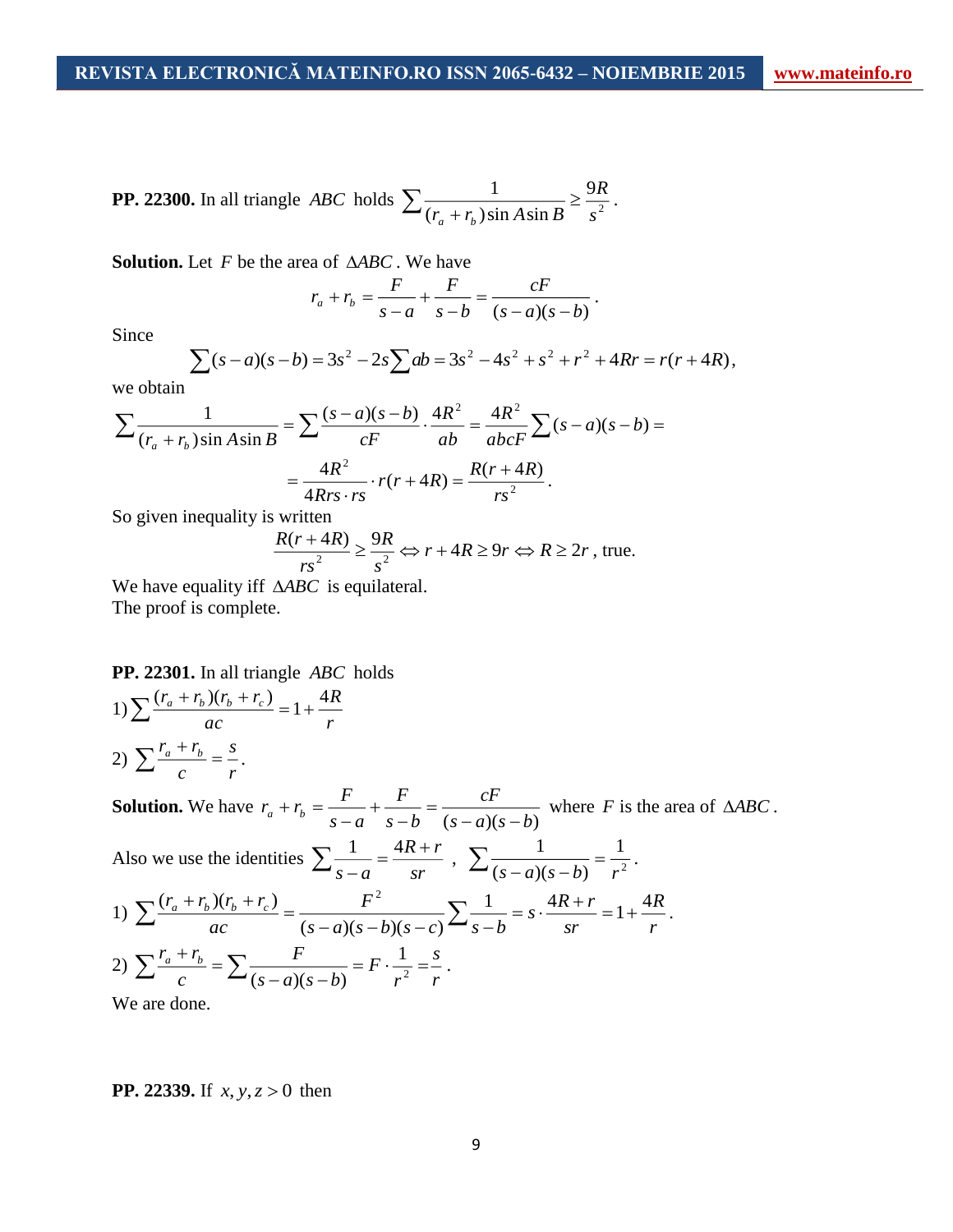**PP. 22300.** In all triangle $ABC$ holds $\sum \frac{1}{(r_a + r_b)\sin A \sin B} \geq \frac{9R}{s^2}$.

**Solution.** Let $F$ be the area of $\Delta ABC$. We have

$$r_a + r_b = \frac{F}{s-a} + \frac{F}{s-b} = \frac{cF}{(s-a)(s-b)}.$$

Since

$$\sum (s-a)(s-b) = 3s^2 - 2s\sum ab = 3s^2 - 4s^2 + s^2 + r^2 + 4Rr = r(r+4R),$$

we obtain

$$\sum \frac{1}{(r_a + r_b)\sin A \sin B} = \sum \frac{(s-a)(s-b)}{cF} \cdot \frac{4R^2}{ab} = \frac{4R^2}{abcF}\sum (s-a)(s-b) =$$

$$= \frac{4R^2}{4Rrs \cdot rs} \cdot r(r+4R) = \frac{R(r+4R)}{rs^2}.$$

So given inequality is written

$$\frac{R(r+4R)}{rs^2} \geq \frac{9R}{s^2} \Leftrightarrow r + 4R \geq 9r \Leftrightarrow R \geq 2r \text{, true.}$$

We have equality iff $\Delta ABC$ is equilateral.
The proof is complete.

**PP. 22301.** In all triangle $ABC$ holds

1) $\sum \frac{(r_a + r_b)(r_b + r_c)}{ac} = 1 + \frac{4R}{r}$

2) $\sum \frac{r_a + r_b}{c} = \frac{s}{r}$.

**Solution.** We have $r_a + r_b = \frac{F}{s-a} + \frac{F}{s-b} = \frac{cF}{(s-a)(s-b)}$ where $F$ is the area of $\Delta ABC$.

Also we use the identities $\sum \frac{1}{s-a} = \frac{4R+r}{sr}$, $\sum \frac{1}{(s-a)(s-b)} = \frac{1}{r^2}$.

1) $\sum \frac{(r_a + r_b)(r_b + r_c)}{ac} = \frac{F^2}{(s-a)(s-b)(s-c)} \sum \frac{1}{s-b} = s \cdot \frac{4R+r}{sr} = 1 + \frac{4R}{r}$.

2) $\sum \frac{r_a + r_b}{c} = \sum \frac{F}{(s-a)(s-b)} = F \cdot \frac{1}{r^2} = \frac{s}{r}$.

We are done.

**PP. 22339.** If $x, y, z > 0$ then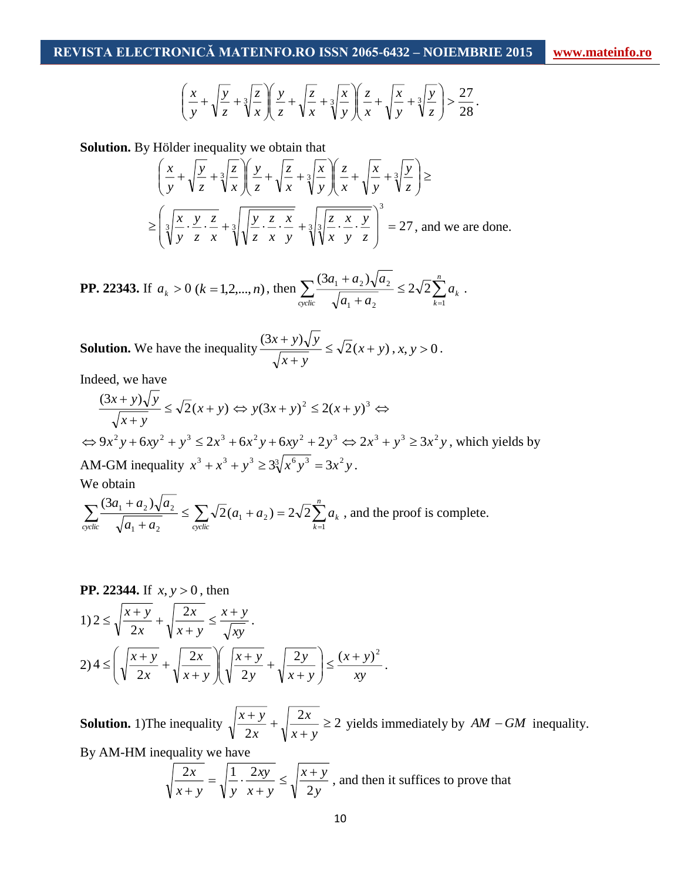$$\left(\frac{x}{y}+\sqrt{\frac{y}{z}}+\sqrt[3]{\frac{z}{x}}\right)\left(\frac{y}{z}+\sqrt{\frac{z}{x}}+\sqrt[3]{\frac{x}{y}}\right)\left(\frac{z}{x}+\sqrt{\frac{x}{y}}+\sqrt[3]{\frac{y}{z}}\right)>\frac{27}{28}.$$

**Solution.** By Hölder inequality we obtain that

$$\left(\frac{x}{y}+\sqrt{\frac{y}{z}}+\sqrt[3]{\frac{z}{x}}\right)\left(\frac{y}{z}+\sqrt{\frac{z}{x}}+\sqrt[3]{\frac{x}{y}}\right)\left(\frac{z}{x}+\sqrt{\frac{x}{y}}+\sqrt[3]{\frac{y}{z}}\right)\geq$$

$$\geq\left(\sqrt[3]{\frac{x}{y}\cdot\frac{y}{z}\cdot\frac{z}{x}}+\sqrt[3]{\sqrt{\frac{y}{z}\cdot\frac{z}{x}\cdot\frac{x}{y}}}+\sqrt[3]{\sqrt[3]{\frac{z}{x}\cdot\frac{x}{y}\cdot\frac{y}{z}}}\right)^3=27,$$ and we are done.

**PP. 22343.** If $a_k>0\ (k=1,2,...,n)$, then $\sum_{cyclic}\frac{(3a_1+a_2)\sqrt{a_2}}{\sqrt{a_1+a_2}}\leq 2\sqrt{2}\sum_{k=1}^{n}a_k$ .

**Solution.** We have the inequality $\frac{(3x+y)\sqrt{y}}{\sqrt{x+y}}\leq\sqrt{2}(x+y)$, $x,y>0$.

Indeed, we have

$$\frac{(3x+y)\sqrt{y}}{\sqrt{x+y}}\leq\sqrt{2}(x+y)\Leftrightarrow y(3x+y)^2\leq 2(x+y)^3\Leftrightarrow$$

$\Leftrightarrow 9x^2y+6xy^2+y^3\leq 2x^3+6x^2y+6xy^2+2y^3\Leftrightarrow 2x^3+y^3\geq 3x^2y$, which yields by AM-GM inequality $x^3+x^3+y^3\geq 3\sqrt[3]{x^6y^3}=3x^2y$.

We obtain

$\sum_{cyclic}\frac{(3a_1+a_2)\sqrt{a_2}}{\sqrt{a_1+a_2}}\leq\sum_{cyclic}\sqrt{2}(a_1+a_2)=2\sqrt{2}\sum_{k=1}^{n}a_k$ , and the proof is complete.

**PP. 22344.** If $x,y>0$, then

1) $2\leq\sqrt{\frac{x+y}{2x}}+\sqrt{\frac{2x}{x+y}}\leq\frac{x+y}{\sqrt{xy}}$.

2) $4\leq\left(\sqrt{\frac{x+y}{2x}}+\sqrt{\frac{2x}{x+y}}\right)\left(\sqrt{\frac{x+y}{2y}}+\sqrt{\frac{2y}{x+y}}\right)\leq\frac{(x+y)^2}{xy}$.

**Solution.** 1)The inequality $\sqrt{\frac{x+y}{2x}}+\sqrt{\frac{2x}{x+y}}\geq 2$ yields immediately by $AM-GM$ inequality.

By AM-HM inequality we have

$$\sqrt{\frac{2x}{x+y}}=\sqrt{\frac{1}{y}\cdot\frac{2xy}{x+y}}\leq\sqrt{\frac{x+y}{2y}},$$ and then it suffices to prove that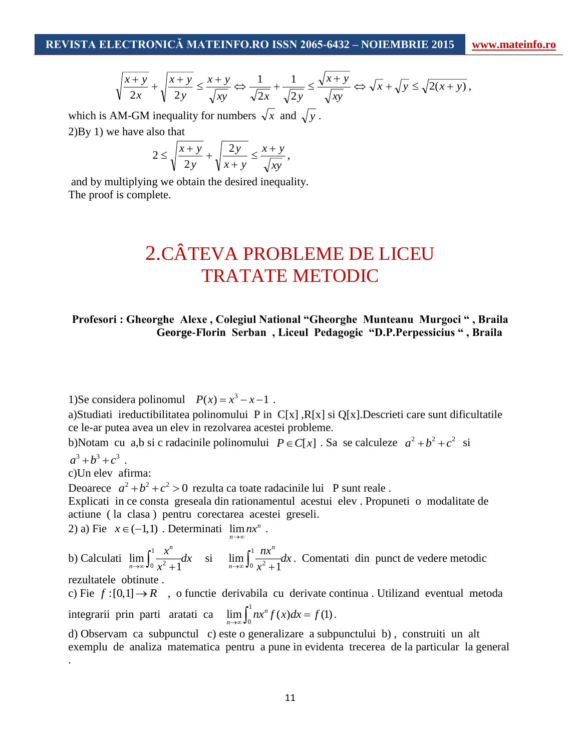$$\sqrt{\frac{x+y}{2x}}+\sqrt{\frac{x+y}{2y}} \le \frac{x+y}{\sqrt{xy}} \Leftrightarrow \frac{1}{\sqrt{2x}}+\frac{1}{\sqrt{2y}} \le \frac{\sqrt{x+y}}{\sqrt{xy}} \Leftrightarrow \sqrt{x}+\sqrt{y} \le \sqrt{2(x+y)},$$

which is AM-GM inequality for numbers $\sqrt{x}$ and $\sqrt{y}$.

2)By 1) we have also that

$$2 \le \sqrt{\frac{x+y}{2y}}+\sqrt{\frac{2y}{x+y}} \le \frac{x+y}{\sqrt{xy}},$$

and by multiplying we obtain the desired inequality.
The proof is complete.

# 2.CÂTEVA PROBLEME DE LICEU TRATATE METODIC

**Profesori : Gheorghe Alexe , Colegiul National "Gheorghe Munteanu Murgoci " , Braila**
**George-Florin Serban , Liceul Pedagogic "D.P.Perpessicius " , Braila**

1)Se considera polinomul $P(x)=x^3-x-1$ .

a)Studiati ireductibilitatea polinomului P in C[x] ,R[x] si Q[x].Descrieti care sunt dificultatile ce le-ar putea avea un elev in rezolvarea acestei probleme.

b)Notam cu a,b si c radacinile polinomului $P \in C[x]$ . Sa se calculeze $a^2+b^2+c^2$ si $a^3+b^3+c^3$ .

c)Un elev afirma:

Deoarece $a^2+b^2+c^2>0$ rezulta ca toate radacinile lui P sunt reale .

Explicati in ce consta greseala din rationamentul acestui elev . Propuneti o modalitate de actiune ( la clasa ) pentru corectarea acestei greseli.

2) a) Fie $x \in (-1,1)$ . Determinati $\lim_{n\to\infty} nx^n$ .

b) Calculati $\lim_{n\to\infty}\int_0^1 \frac{x^n}{x^2+1}dx$ si $\lim_{n\to\infty}\int_0^1 \frac{nx^n}{x^2+1}dx$. Comentati din punct de vedere metodic rezultatele obtinute .

c) Fie $f:[0,1]\to R$ , o functie derivabila cu derivate continua . Utilizand eventual metoda integrarii prin parti aratati ca $\lim_{n\to\infty}\int_0^1 nx^n f(x)dx = f(1)$.

d) Observam ca subpunctul c) este o generalizare a subpunctului b) , construiti un alt exemplu de analiza matematica pentru a pune in evidenta trecerea de la particular la general .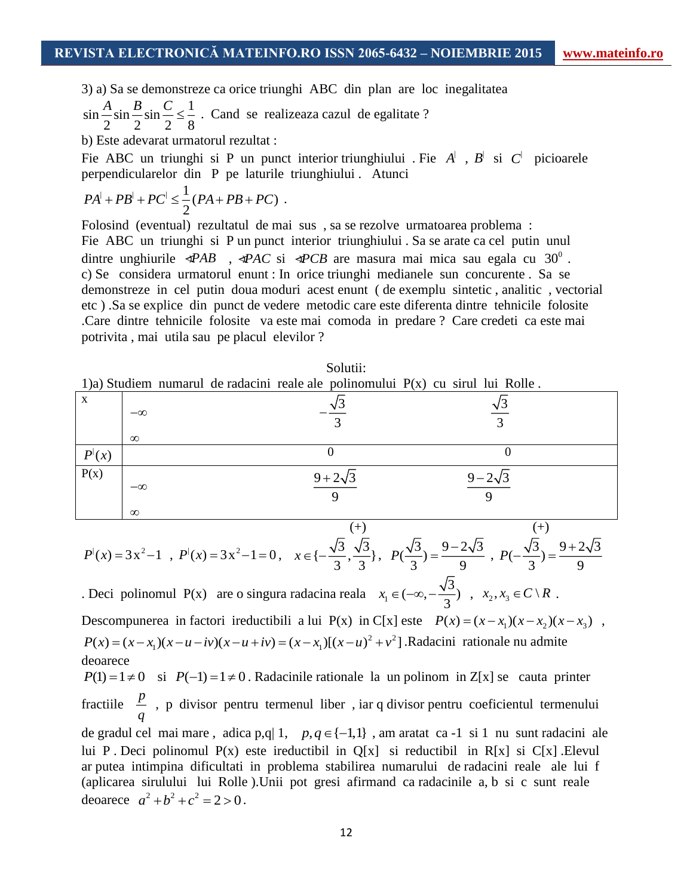3) a) Sa se demonstreze ca orice triunghi ABC din plan are loc inegalitatea $\sin\frac{A}{2}\sin\frac{B}{2}\sin\frac{C}{2}\le\frac{1}{8}$ . Cand se realizeaza cazul de egalitate ?

b) Este adevarat urmatorul rezultat :

Fie ABC un triunghi si P un punct interior triunghiului . Fie $A^|$ , $B^|$ si $C^|$ picioarele perpendicularelor din P pe laturile triunghiului . Atunci

$PA^| + PB^| + PC^| \le \frac{1}{2}(PA + PB + PC)$ .

Folosind (eventual) rezultatul de mai sus , sa se rezolve urmatoarea problema :

Fie ABC un triunghi si P un punct interior triunghiului . Sa se arate ca cel putin unul dintre unghiurile $\sphericalangle PAB$ , $\sphericalangle PAC$ si $\sphericalangle PCB$ are masura mai mica sau egala cu $30^0$ .

c) Se considera urmatorul enunt : In orice triunghi medianele sun concurente . Sa se demonstreze in cel putin doua moduri acest enunt ( de exemplu sintetic , analitic , vectorial etc ) .Sa se explice din punct de vedere metodic care este diferenta dintre tehnicile folosite .Care dintre tehnicile folosite va este mai comoda in predare ? Care credeti ca este mai potrivita , mai utila sau pe placul elevilor ?

Solutii:

1)a) Studiem numarul de radacini reale ale polinomului P(x) cu sirul lui Rolle .

| x | $-\infty$ | $-\frac{\sqrt{3}}{3}$ | $\frac{\sqrt{3}}{3}$ | $\infty$ |
|---|---|---|---|---|
| $P^|(x)$ | | 0 | 0 | |
| P(x) | $-\infty$ | $\frac{9+2\sqrt{3}}{9}$ | $\frac{9-2\sqrt{3}}{9}$ | $\infty$ |
| | | (+) | (+) | |

$P^|(x) = 3x^2 - 1$ , $P^|(x) = 3x^2 - 1 = 0$, $x \in \{-\frac{\sqrt{3}}{3}, \frac{\sqrt{3}}{3}\}$, $P(\frac{\sqrt{3}}{3}) = \frac{9-2\sqrt{3}}{9}$ , $P(-\frac{\sqrt{3}}{3}) = \frac{9+2\sqrt{3}}{9}$

. Deci polinomul P(x) are o singura radacina reala $x_1 \in (-\infty, -\frac{\sqrt{3}}{3})$ , $x_2, x_3 \in C \setminus R$ .

Descompunerea in factori ireductibili a lui P(x) in C[x] este $P(x) = (x - x_1)(x - x_2)(x - x_3)$ , $P(x) = (x - x_1)(x - u - iv)(x - u + iv) = (x - x_1)[(x - u)^2 + v^2]$ .Radacini rationale nu admite deoarece

$P(1) = 1 \neq 0$ si $P(-1) = 1 \neq 0$ . Radacinile rationale la un polinom in Z[x] se cauta printer fractiile $\frac{p}{q}$ , p divisor pentru termenul liber , iar q divisor pentru coeficientul termenului de gradul cel mai mare , adica p,q| 1, $p, q \in \{-1, 1\}$ , am aratat ca -1 si 1 nu sunt radacini ale lui P . Deci polinomul P(x) este ireductibil in Q[x] si reductibil in R[x] si C[x] .Elevul ar putea intimpina dificultati in problema stabilirea numarului de radacini reale ale lui f (aplicarea sirulului lui Rolle ).Unii pot gresi afirmand ca radacinile a, b si c sunt reale deoarece $a^2 + b^2 + c^2 = 2 > 0$ .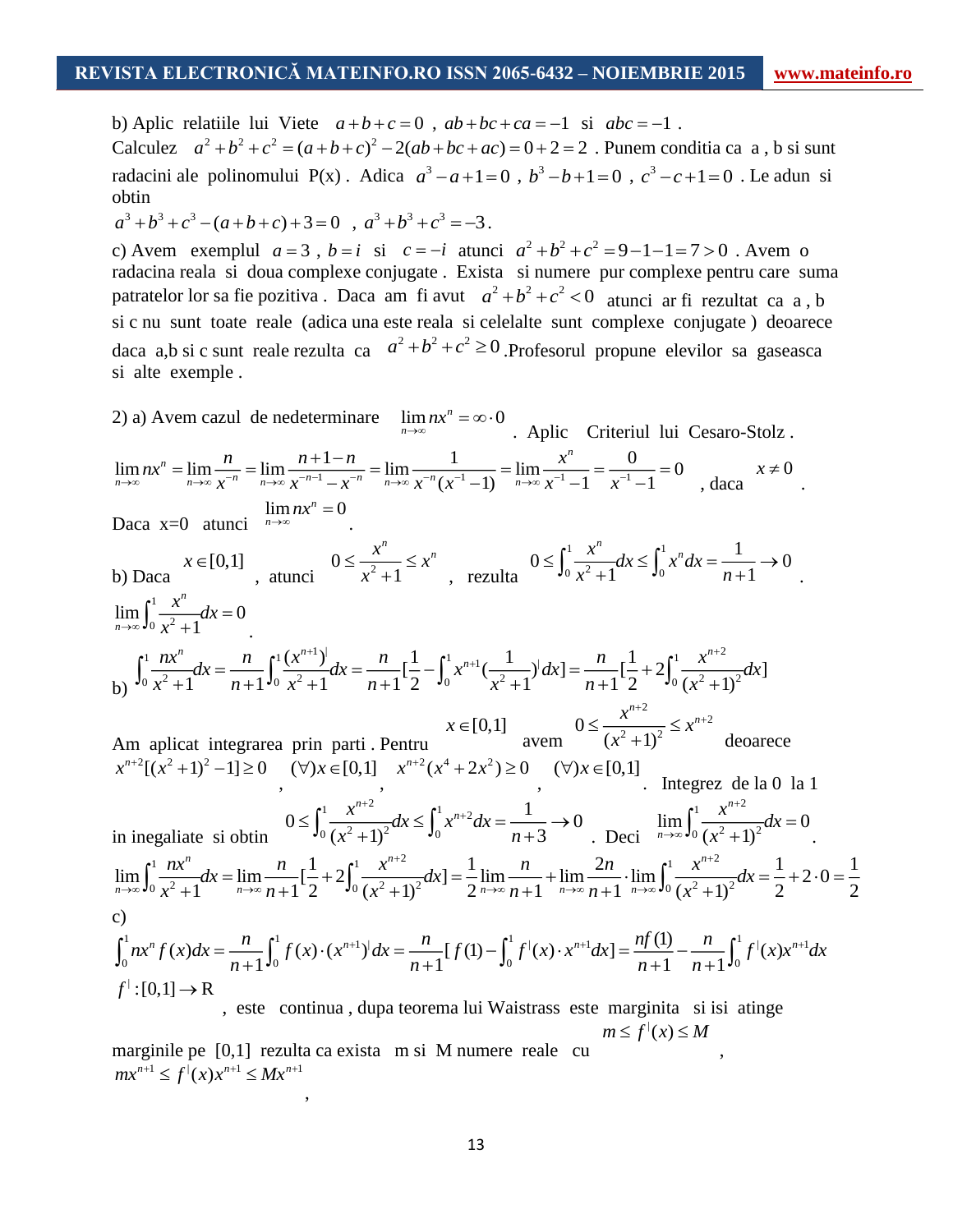b) Aplic relatiile lui Viete $a+b+c=0$ , $ab+bc+ca=-1$ si $abc=-1$ .
Calculez $a^2+b^2+c^2=(a+b+c)^2-2(ab+bc+ac)=0+2=2$ . Punem conditia ca a , b si sunt radacini ale polinomului P(x) . Adica $a^3-a+1=0$ , $b^3-b+1=0$ , $c^3-c+1=0$ . Le adun si obtin
$a^3+b^3+c^3-(a+b+c)+3=0$ , $a^3+b^3+c^3=-3$.

c) Avem exemplul $a=3$ , $b=i$ si $c=-i$ atunci $a^2+b^2+c^2=9-1-1=7>0$ . Avem o radacina reala si doua complexe conjugate . Exista si numere pur complexe pentru care suma patratelor lor sa fie pozitiva . Daca am fi avut $a^2+b^2+c^2<0$ atunci ar fi rezultat ca a , b si c nu sunt toate reale (adica una este reala si celelalte sunt complexe conjugate ) deoarece daca a,b si c sunt reale rezulta ca $a^2+b^2+c^2\geq 0$ .Profesorul propune elevilor sa gaseasca si alte exemple .

2) a) Avem cazul de nedeterminare $\lim\limits_{n\to\infty} nx^n=\infty\cdot 0$ . Aplic Criteriul lui Cesaro-Stolz .

$$\lim_{n\to\infty} nx^n=\lim_{n\to\infty}\frac{n}{x^{-n}}=\lim_{n\to\infty}\frac{n+1-n}{x^{-n-1}-x^{-n}}=\lim_{n\to\infty}\frac{1}{x^{-n}(x^{-1}-1)}=\lim_{n\to\infty}\frac{x^n}{x^{-1}-1}=\frac{0}{x^{-1}-1}=0 \quad \text{, daca} \quad x\neq 0 .$$

Daca x=0 atunci $\lim\limits_{n\to\infty} nx^n=0$ .

b) Daca $x\in[0,1]$ , atunci $0\leq\dfrac{x^n}{x^2+1}\leq x^n$ , rezulta $0\leq\displaystyle\int_0^1\frac{x^n}{x^2+1}dx\leq\int_0^1 x^n dx=\frac{1}{n+1}\to 0$ .

$$\lim_{n\to\infty}\int_0^1\frac{x^n}{x^2+1}dx=0 .$$

b) $$\int_0^1\frac{nx^n}{x^2+1}dx=\frac{n}{n+1}\int_0^1\frac{(x^{n+1})'}{x^2+1}dx=\frac{n}{n+1}\Big[\frac{1}{2}-\int_0^1 x^{n+1}\Big(\frac{1}{x^2+1}\Big)'dx\Big]=\frac{n}{n+1}\Big[\frac{1}{2}+2\int_0^1\frac{x^{n+2}}{(x^2+1)^2}dx\Big]$$

Am aplicat integrarea prin parti . Pentru $x\in[0,1]$ avem $0\leq\dfrac{x^{n+2}}{(x^2+1)^2}\leq x^{n+2}$ deoarece $x^{n+2}[(x^2+1)^2-1]\geq 0$ , $(\forall)x\in[0,1]$ , $x^{n+2}(x^4+2x^2)\geq 0$ , $(\forall)x\in[0,1]$ . Integrez de la 0 la 1 in inegaliate si obtin $0\leq\displaystyle\int_0^1\frac{x^{n+2}}{(x^2+1)^2}dx\leq\int_0^1 x^{n+2}dx=\frac{1}{n+3}\to 0$ . Deci $\lim\limits_{n\to\infty}\displaystyle\int_0^1\frac{x^{n+2}}{(x^2+1)^2}dx=0$ .

$$\lim_{n\to\infty}\int_0^1\frac{nx^n}{x^2+1}dx=\lim_{n\to\infty}\frac{n}{n+1}\Big[\frac{1}{2}+2\int_0^1\frac{x^{n+2}}{(x^2+1)^2}dx\Big]=\frac{1}{2}\lim_{n\to\infty}\frac{n}{n+1}+\lim_{n\to\infty}\frac{2n}{n+1}\cdot\lim_{n\to\infty}\int_0^1\frac{x^{n+2}}{(x^2+1)^2}dx=\frac{1}{2}+2\cdot 0=\frac{1}{2}$$

c)
$$\int_0^1 nx^n f(x)dx=\frac{n}{n+1}\int_0^1 f(x)\cdot(x^{n+1})'dx=\frac{n}{n+1}\Big[f(1)-\int_0^1 f'(x)\cdot x^{n+1}dx\Big]=\frac{nf(1)}{n+1}-\frac{n}{n+1}\int_0^1 f'(x)x^{n+1}dx$$

$f':[0,1]\to\mathbb{R}$ , este continua , dupa teorema lui Waistrass este marginita si isi atinge marginile pe [0,1] rezulta ca exista m si M numere reale cu $m\leq f'(x)\leq M$ , $mx^{n+1}\leq f'(x)x^{n+1}\leq Mx^{n+1}$ ,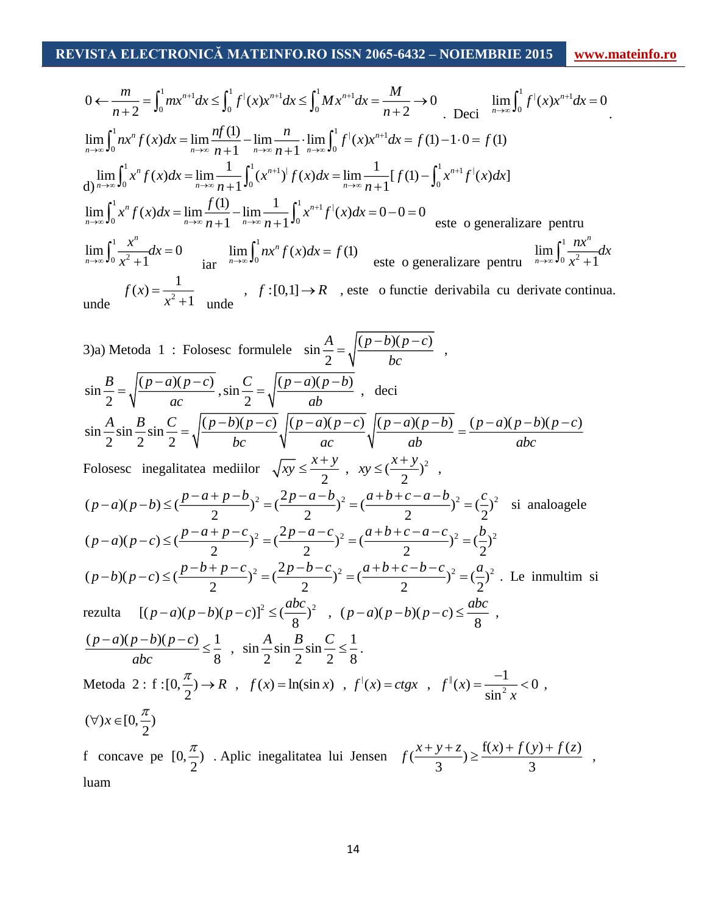$0 \leftarrow \frac{m}{n+2} = \int_0^1 mx^{n+1}dx \le \int_0^1 f^{|}(x)x^{n+1}dx \le \int_0^1 Mx^{n+1}dx = \frac{M}{n+2} \to 0$ . Deci $\lim_{n\to\infty}\int_0^1 f^{|}(x)x^{n+1}dx = 0$ .

$$\lim_{n\to\infty}\int_0^1 nx^n f(x)dx = \lim_{n\to\infty}\frac{nf(1)}{n+1} - \lim_{n\to\infty}\frac{n}{n+1}\cdot\lim_{n\to\infty}\int_0^1 f^{|}(x)x^{n+1}dx = f(1) - 1\cdot 0 = f(1)$$

d) $\lim_{n\to\infty}\int_0^1 x^n f(x)dx = \lim_{n\to\infty}\frac{1}{n+1}\int_0^1 (x^{n+1})^{|} f(x)dx = \lim_{n\to\infty}\frac{1}{n+1}[f(1) - \int_0^1 x^{n+1}f^{|}(x)dx]$

$\lim_{n\to\infty}\int_0^1 x^n f(x)dx = \lim_{n\to\infty}\frac{f(1)}{n+1} - \lim_{n\to\infty}\frac{1}{n+1}\int_0^1 x^{n+1}f^{|}(x)dx = 0 - 0 = 0$ este o generalizare pentru $\lim_{n\to\infty}\int_0^1 \frac{x^n}{x^2+1}dx = 0$ iar $\lim_{n\to\infty}\int_0^1 nx^n f(x)dx = f(1)$ este o generalizare pentru $\lim_{n\to\infty}\int_0^1 \frac{nx^n}{x^2+1}dx$ unde $f(x) = \frac{1}{x^2+1}$ unde , $f:[0,1]\to R$ , este o functie derivabila cu derivate continua.

3)a) Metoda 1 : Folosesc formulele $\sin\frac{A}{2} = \sqrt{\frac{(p-b)(p-c)}{bc}}$ , $\sin\frac{B}{2} = \sqrt{\frac{(p-a)(p-c)}{ac}}$ , $\sin\frac{C}{2} = \sqrt{\frac{(p-a)(p-b)}{ab}}$ , deci

$$\sin\frac{A}{2}\sin\frac{B}{2}\sin\frac{C}{2} = \sqrt{\frac{(p-b)(p-c)}{bc}}\sqrt{\frac{(p-a)(p-c)}{ac}}\sqrt{\frac{(p-a)(p-b)}{ab}} = \frac{(p-a)(p-b)(p-c)}{abc}$$

Folosesc inegalitatea mediilor $\sqrt{xy} \le \frac{x+y}{2}$ , $xy \le (\frac{x+y}{2})^2$ ,

$(p-a)(p-b) \le (\frac{p-a+p-b}{2})^2 = (\frac{2p-a-b}{2})^2 = (\frac{a+b+c-a-b}{2})^2 = (\frac{c}{2})^2$ si analoagele

$(p-a)(p-c) \le (\frac{p-a+p-c}{2})^2 = (\frac{2p-a-c}{2})^2 = (\frac{a+b+c-a-c}{2})^2 = (\frac{b}{2})^2$

$(p-b)(p-c) \le (\frac{p-b+p-c}{2})^2 = (\frac{2p-b-c}{2})^2 = (\frac{a+b+c-b-c}{2})^2 = (\frac{a}{2})^2$ . Le inmultim si rezulta $[(p-a)(p-b)(p-c)]^2 \le (\frac{abc}{8})^2$ , $(p-a)(p-b)(p-c) \le \frac{abc}{8}$ ,

$\frac{(p-a)(p-b)(p-c)}{abc} \le \frac{1}{8}$ , $\sin\frac{A}{2}\sin\frac{B}{2}\sin\frac{C}{2} \le \frac{1}{8}$.

Metoda 2 : $f:[0,\frac{\pi}{2}) \to R$ , $f(x) = \ln(\sin x)$ , $f^{|}(x) = ctgx$ , $f^{||}(x) = \frac{-1}{\sin^2 x} < 0$ , $(\forall)x \in [0,\frac{\pi}{2})$

f concave pe $[0,\frac{\pi}{2})$ . Aplic inegalitatea lui Jensen $f(\frac{x+y+z}{3}) \ge \frac{f(x)+f(y)+f(z)}{3}$ , luam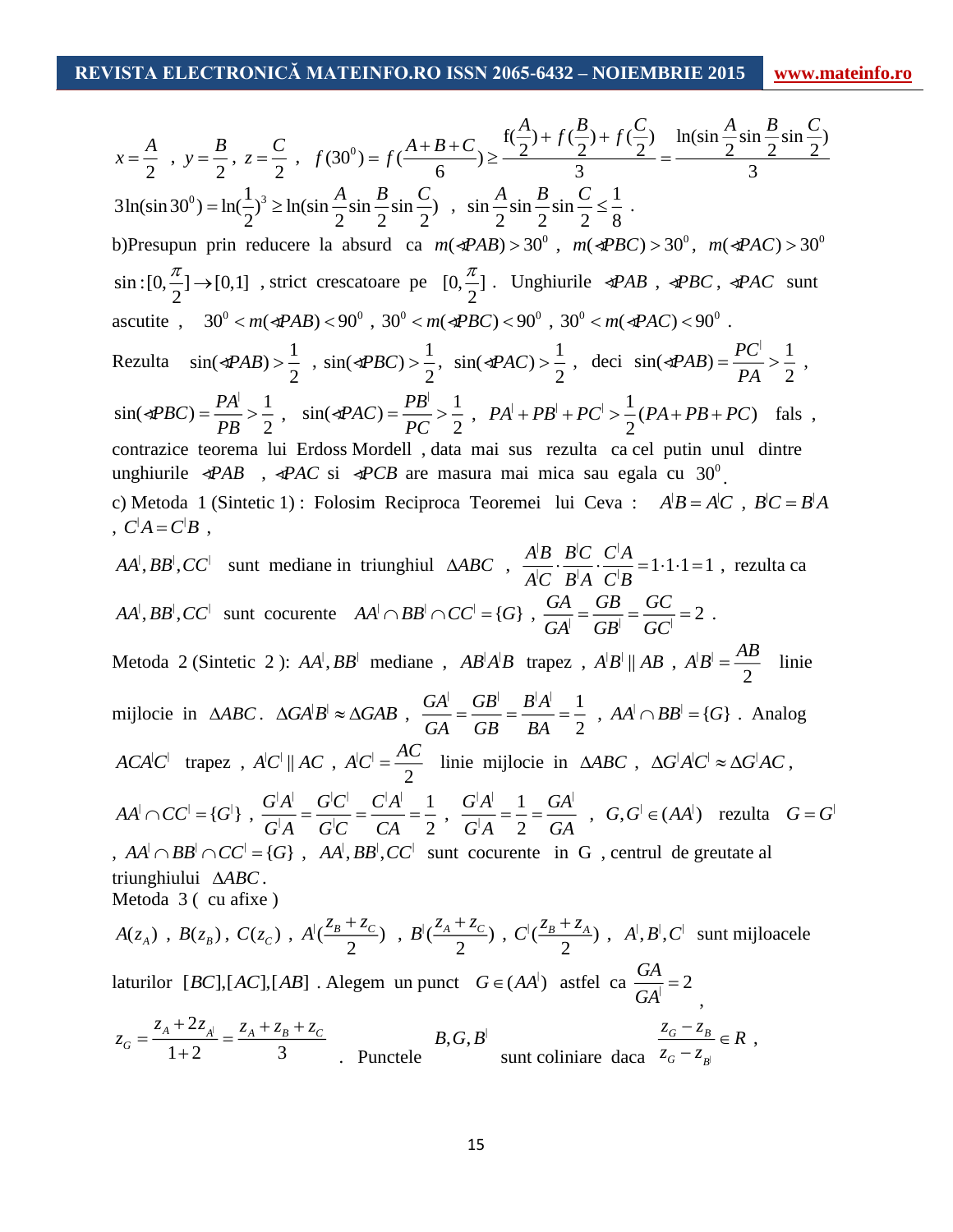$x=\dfrac{A}{2}$ , $y=\dfrac{B}{2}$, $z=\dfrac{C}{2}$ , $f(30^0)=f(\dfrac{A+B+C}{6})\geq\dfrac{f(\frac{A}{2})+f(\frac{B}{2})+f(\frac{C}{2})}{3}=\dfrac{\ln(\sin\frac{A}{2}\sin\frac{B}{2}\sin\frac{C}{2})}{3}$

$3\ln(\sin 30^0)=\ln(\frac{1}{2})^3\geq\ln(\sin\frac{A}{2}\sin\frac{B}{2}\sin\frac{C}{2})$ , $\sin\frac{A}{2}\sin\frac{B}{2}\sin\frac{C}{2}\leq\frac{1}{8}$ .

b)Presupun prin reducere la absurd ca $m(\sphericalangle PAB)>30^0$ , $m(\sphericalangle PBC)>30^0$, $m(\sphericalangle PAC)>30^0$

$\sin:[0,\frac{\pi}{2}]\rightarrow[0,1]$ , strict crescatoare pe $[0,\frac{\pi}{2}]$ . Unghiurile $\sphericalangle PAB$ , $\sphericalangle PBC$, $\sphericalangle PAC$ sunt ascutite , $30^0<m(\sphericalangle PAB)<90^0$ , $30^0<m(\sphericalangle PBC)<90^0$ , $30^0<m(\sphericalangle PAC)<90^0$ .

Rezulta $\sin(\sphericalangle PAB)>\frac{1}{2}$ , $\sin(\sphericalangle PBC)>\frac{1}{2}$, $\sin(\sphericalangle PAC)>\frac{1}{2}$ , deci $\sin(\sphericalangle PAB)=\dfrac{PC'}{PA}>\dfrac{1}{2}$ ,

$\sin(\sphericalangle PBC)=\dfrac{PA'}{PB}>\dfrac{1}{2}$ , $\sin(\sphericalangle PAC)=\dfrac{PB'}{PC}>\dfrac{1}{2}$ , $PA'+PB'+PC'>\frac{1}{2}(PA+PB+PC)$ fals , contrazice teorema lui Erdoss Mordell , data mai sus rezulta ca cel putin unul dintre unghiurile $\sphericalangle PAB$ , $\sphericalangle PAC$ si $\sphericalangle PCB$ are masura mai mica sau egala cu $30^0$.

c) Metoda 1 (Sintetic 1) : Folosim Reciproca Teoremei lui Ceva : $A'B=A'C$ , $B'C=B'A$ , $C'A=C'B$ ,

$AA',BB',CC'$ sunt mediane in triunghiul $\Delta ABC$ , $\dfrac{A'B}{A'C}\cdot\dfrac{B'C}{B'A}\cdot\dfrac{C'A}{C'B}=1\cdot1\cdot1=1$ , rezulta ca

$AA',BB',CC'$ sunt cocurente $AA'\cap BB'\cap CC'=\{G\}$ , $\dfrac{GA}{GA'}=\dfrac{GB}{GB'}=\dfrac{GC}{GC'}=2$ .

Metoda 2 (Sintetic 2 ): $AA',BB'$ mediane , $AB'A'B$ trapez , $A'B'\parallel AB$ , $A'B'=\dfrac{AB}{2}$ linie mijlocie in $\Delta ABC$. $\Delta GA'B'\approx\Delta GAB$ , $\dfrac{GA'}{GA}=\dfrac{GB'}{GB}=\dfrac{B'A'}{BA}=\dfrac{1}{2}$ , $AA'\cap BB'=\{G\}$ . Analog

$ACA'C'$ trapez , $A'C'\parallel AC$ , $A'C'=\dfrac{AC}{2}$ linie mijlocie in $\Delta ABC$ , $\Delta G'A'C'\approx\Delta G'AC$,

$AA'\cap CC'=\{G'\}$ , $\dfrac{G'A'}{G'A}=\dfrac{G'C'}{G'C}=\dfrac{C'A'}{CA}=\dfrac{1}{2}$ , $\dfrac{G'A'}{G'A}=\dfrac{1}{2}=\dfrac{GA'}{GA}$ , $G,G'\in(AA')$ rezulta $G=G'$ , $AA'\cap BB'\cap CC'=\{G\}$ , $AA',BB',CC'$ sunt cocurente in G , centrul de greutate al triunghiului $\Delta ABC$.

Metoda 3 ( cu afixe )

$A(z_A)$ , $B(z_B)$, $C(z_C)$ , $A'(\dfrac{z_B+z_C}{2})$ , $B'(\dfrac{z_A+z_C}{2})$ , $C'(\dfrac{z_B+z_A}{2})$ , $A',B',C'$ sunt mijloacele laturilor $[BC],[AC],[AB]$ . Alegem un punct $G\in(AA')$ astfel ca $\dfrac{GA}{GA'}=2$ ,

$z_G=\dfrac{z_A+2z_{A'}}{1+2}=\dfrac{z_A+z_B+z_C}{3}$ . Punctele $B,G,B'$ sunt coliniare daca $\dfrac{z_G-z_B}{z_G-z_{B'}}\in R$ ,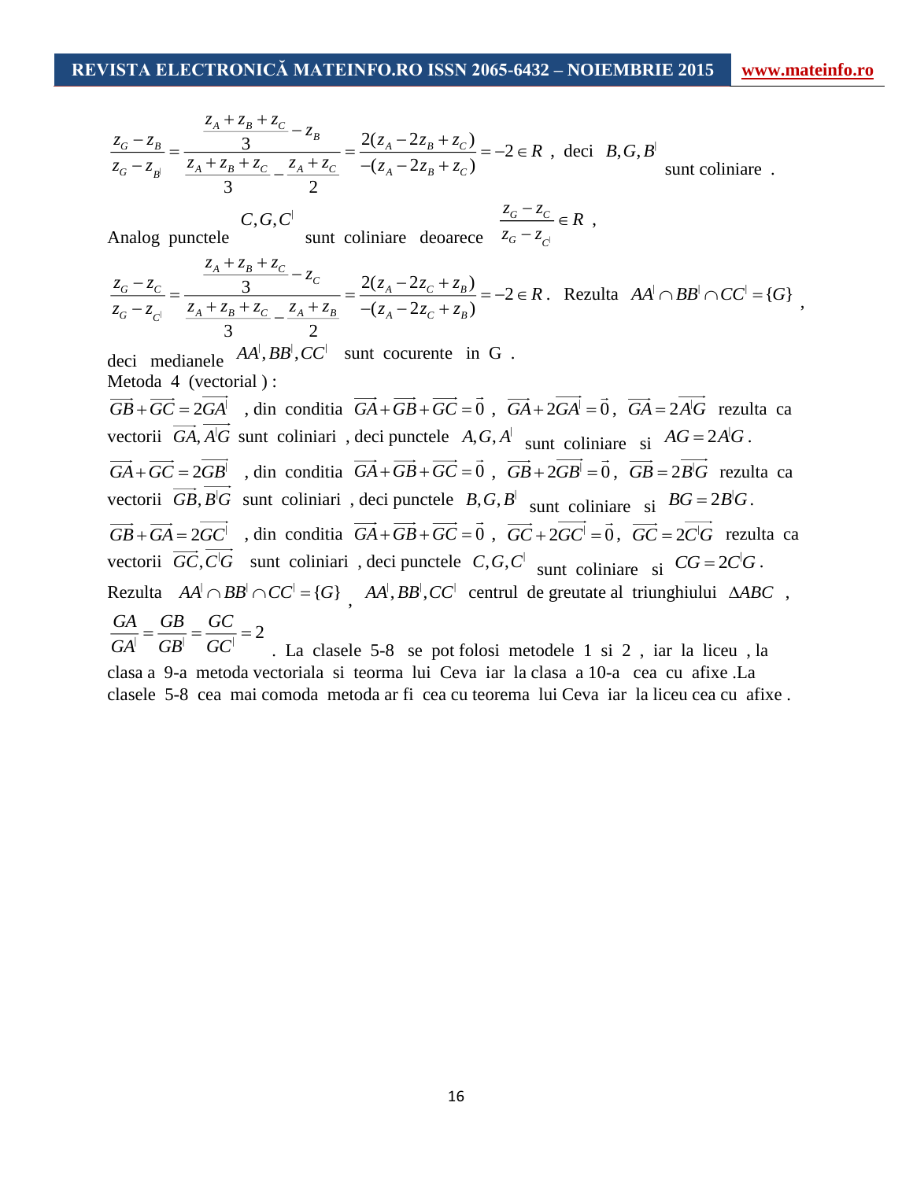$$\frac{z_G - z_B}{z_G - z_{B'}} = \frac{\frac{z_A + z_B + z_C}{3} - z_B}{\frac{z_A + z_B + z_C}{3} - \frac{z_A + z_C}{2}} = \frac{2(z_A - 2z_B + z_C)}{-(z_A - 2z_B + z_C)} = -2 \in R$$ , deci $B, G, B'$ sunt coliniare .

Analog punctele $C, G, C'$ sunt coliniare deoarece $\frac{z_G - z_C}{z_G - z_{C'}} \in R$ ,

$$\frac{z_G - z_C}{z_G - z_{C'}} = \frac{\frac{z_A + z_B + z_C}{3} - z_C}{\frac{z_A + z_B + z_C}{3} - \frac{z_A + z_B}{2}} = \frac{2(z_A - 2z_C + z_B)}{-(z_A - 2z_C + z_B)} = -2 \in R.$$ Rezulta $AA' \cap BB' \cap CC' = \{G\}$ ,

deci medianele $AA', BB', CC'$ sunt cocurente in G .

Metoda 4 (vectorial ) :

$\overrightarrow{GB} + \overrightarrow{GC} = 2\overrightarrow{GA'}$ , din conditia $\overrightarrow{GA} + \overrightarrow{GB} + \overrightarrow{GC} = \vec{0}$ , $\overrightarrow{GA} + 2\overrightarrow{GA'} = \vec{0}$, $\overrightarrow{GA} = 2\overrightarrow{A'G}$ rezulta ca vectorii $\overrightarrow{GA}, \overrightarrow{A'G}$ sunt coliniari , deci punctele $A, G, A'$ sunt coliniare si $AG = 2A'G$.

$\overrightarrow{GA} + \overrightarrow{GC} = 2\overrightarrow{GB'}$ , din conditia $\overrightarrow{GA} + \overrightarrow{GB} + \overrightarrow{GC} = \vec{0}$ , $\overrightarrow{GB} + 2\overrightarrow{GB'} = \vec{0}$, $\overrightarrow{GB} = 2\overrightarrow{B'G}$ rezulta ca vectorii $\overrightarrow{GB}, \overrightarrow{B'G}$ sunt coliniari , deci punctele $B, G, B'$ sunt coliniare si $BG = 2B'G$.

$\overrightarrow{GB} + \overrightarrow{GA} = 2\overrightarrow{GC'}$ , din conditia $\overrightarrow{GA} + \overrightarrow{GB} + \overrightarrow{GC} = \vec{0}$ , $\overrightarrow{GC} + 2\overrightarrow{GC'} = \vec{0}$, $\overrightarrow{GC} = 2\overrightarrow{C'G}$ rezulta ca vectorii $\overrightarrow{GC}, \overrightarrow{C'G}$ sunt coliniari , deci punctele $C, G, C'$ sunt coliniare si $CG = 2C'G$.

Rezulta $AA' \cap BB' \cap CC' = \{G\}$ , $AA', BB', CC'$ centrul de greutate al triunghiului $\Delta ABC$ , $\frac{GA}{GA'} = \frac{GB}{GB'} = \frac{GC}{GC'} = 2$ . La clasele 5-8 se pot folosi metodele 1 si 2 , iar la liceu , la clasa a 9-a metoda vectoriala si teorma lui Ceva iar la clasa a 10-a cea cu afixe .La clasele 5-8 cea mai comoda metoda ar fi cea cu teorema lui Ceva iar la liceu cea cu afixe .